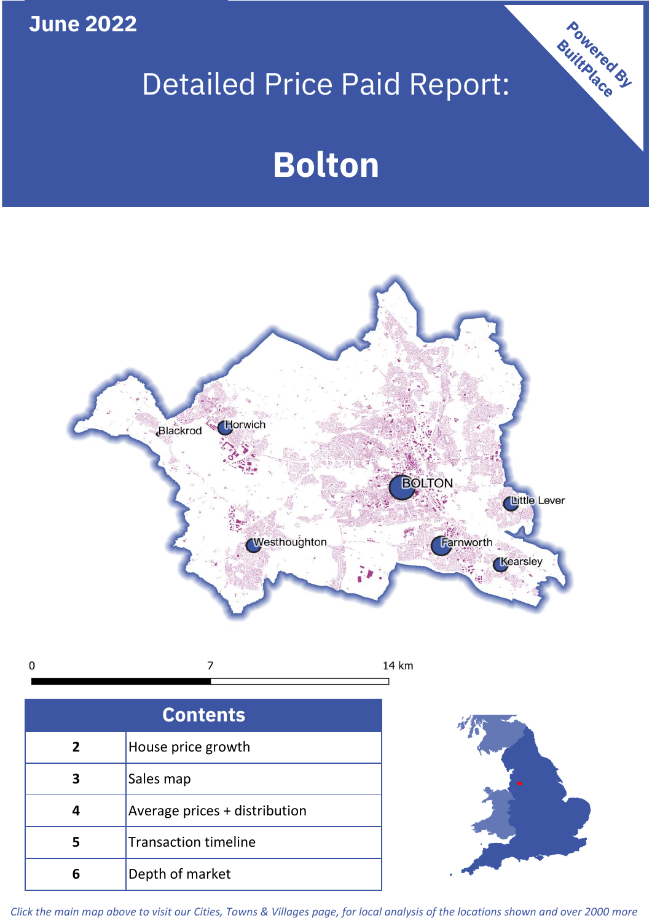**June 2022**

Powered By BuiltPlace

# Detailed Price Paid Report:

# Bolton

Blackrod Horwich BOLTON Little Lever Westhoughton Farnworth Kearsley

0 7 14 km

| Contents | |
|---|---|
| 2 | House price growth |
| 3 | Sales map |
| 4 | Average prices + distribution |
| 5 | Transaction timeline |
| 6 | Depth of market |

*Click the main map above to visit our Cities, Towns & Villages page, for local analysis of the locations shown and over 2000 more*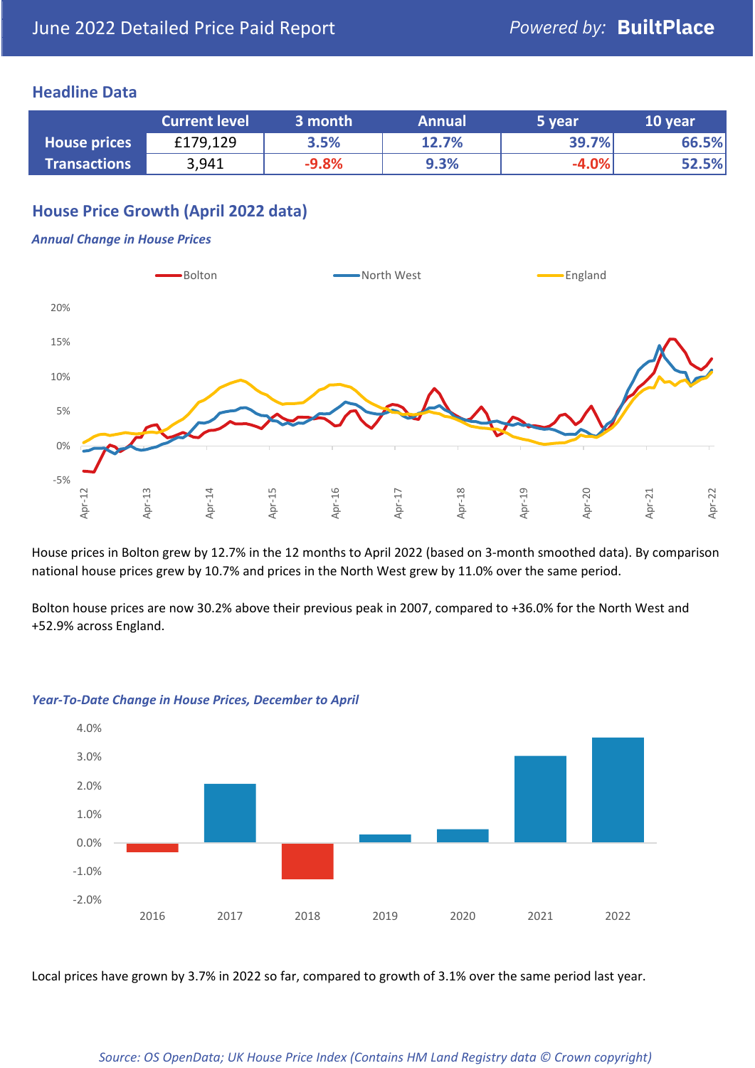# June 2022 Detailed Price Paid Report

Powered by: **BuiltPlace**

## Headline Data

| | Current level | 3 month | Annual | 5 year | 10 year |
|---|---|---|---|---|---|
| **House prices** | £179,129 | 3.5% | 12.7% | 39.7% | 66.5% |
| **Transactions** | 3,941 | -9.8% | 9.3% | -4.0% | 52.5% |

## House Price Growth (April 2022 data)

*Annual Change in House Prices*

House prices in Bolton grew by 12.7% in the 12 months to April 2022 (based on 3-month smoothed data). By comparison national house prices grew by 10.7% and prices in the North West grew by 11.0% over the same period.

Bolton house prices are now 30.2% above their previous peak in 2007, compared to +36.0% for the North West and +52.9% across England.

*Year-To-Date Change in House Prices, December to April*

Local prices have grown by 3.7% in 2022 so far, compared to growth of 3.1% over the same period last year.

*Source: OS OpenData; UK House Price Index (Contains HM Land Registry data © Crown copyright)*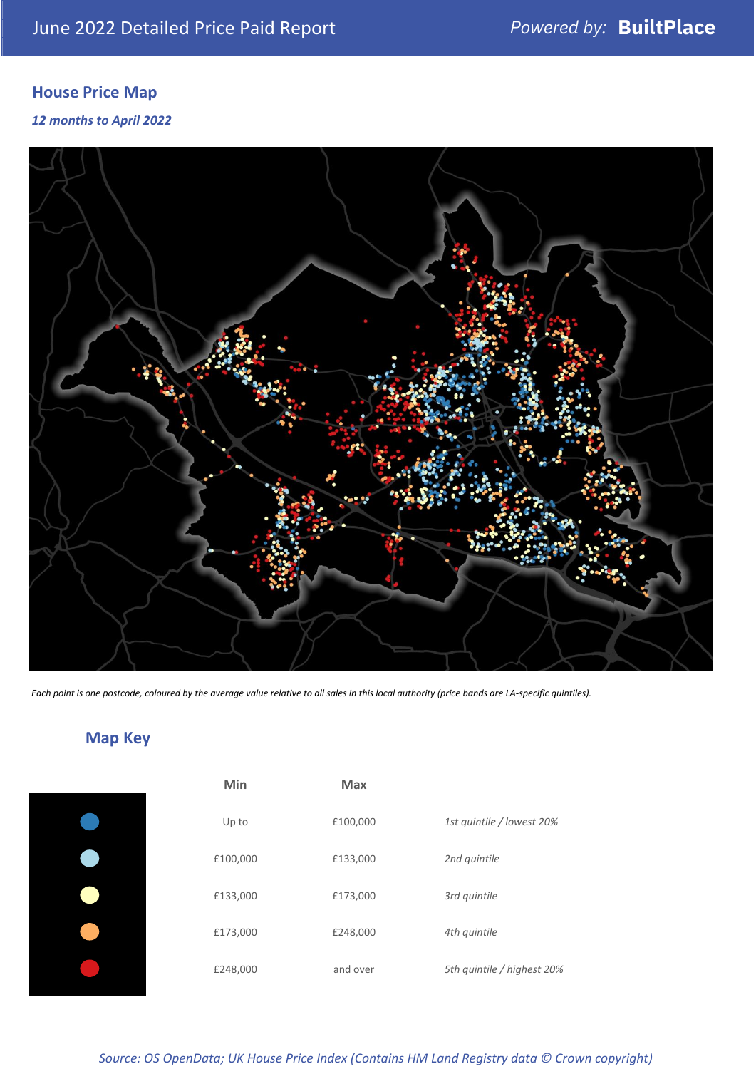## House Price Map

*12 months to April 2022*

*Each point is one postcode, coloured by the average value relative to all sales in this local authority (price bands are LA-specific quintiles).*

## Map Key

| | Min | Max | |
|---|---|---|---|
| | Up to | £100,000 | *1st quintile / lowest 20%* |
| | £100,000 | £133,000 | *2nd quintile* |
| | £133,000 | £173,000 | *3rd quintile* |
| | £173,000 | £248,000 | *4th quintile* |
| | £248,000 | and over | *5th quintile / highest 20%* |

*Source: OS OpenData; UK House Price Index (Contains HM Land Registry data © Crown copyright)*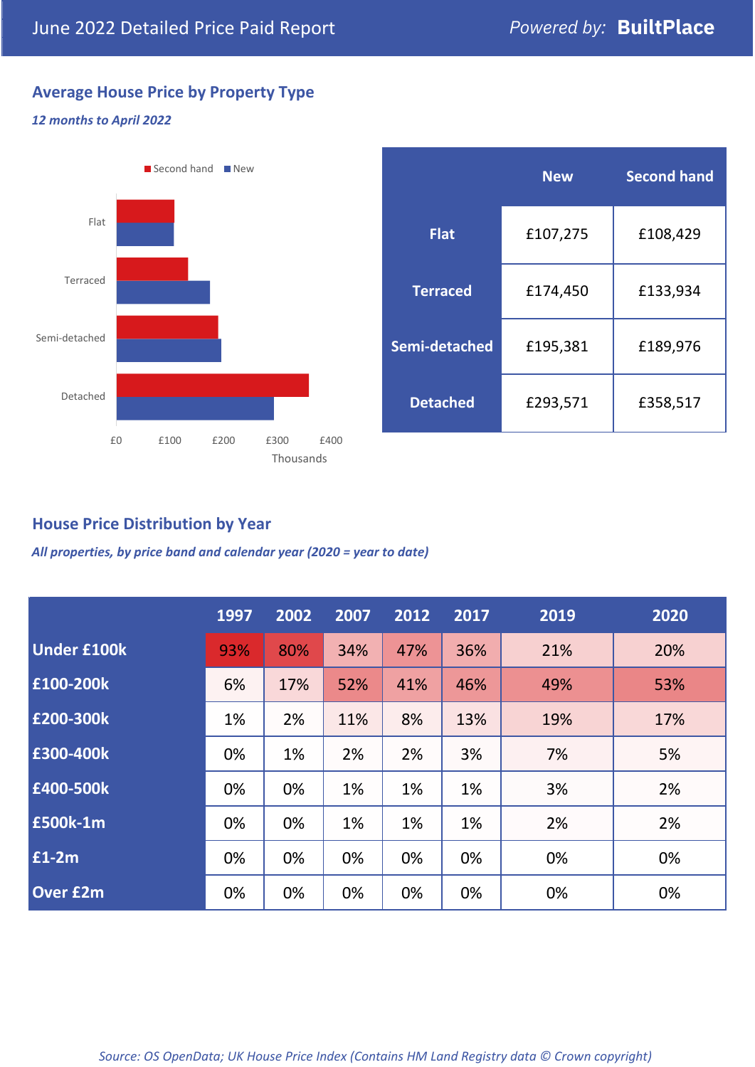## Average House Price by Property Type

*12 months to April 2022*

| | New | Second hand |
|---|---|---|
| **Flat** | £107,275 | £108,429 |
| **Terraced** | £174,450 | £133,934 |
| **Semi-detached** | £195,381 | £189,976 |
| **Detached** | £293,571 | £358,517 |

## House Price Distribution by Year

*All properties, by price band and calendar year (2020 = year to date)*

| | 1997 | 2002 | 2007 | 2012 | 2017 | 2019 | 2020 |
|---|---|---|---|---|---|---|---|
| **Under £100k** | 93% | 80% | 34% | 47% | 36% | 21% | 20% |
| **£100-200k** | 6% | 17% | 52% | 41% | 46% | 49% | 53% |
| **£200-300k** | 1% | 2% | 11% | 8% | 13% | 19% | 17% |
| **£300-400k** | 0% | 1% | 2% | 2% | 3% | 7% | 5% |
| **£400-500k** | 0% | 0% | 1% | 1% | 1% | 3% | 2% |
| **£500k-1m** | 0% | 0% | 1% | 1% | 1% | 2% | 2% |
| **£1-2m** | 0% | 0% | 0% | 0% | 0% | 0% | 0% |
| **Over £2m** | 0% | 0% | 0% | 0% | 0% | 0% | 0% |

*Source: OS OpenData; UK House Price Index (Contains HM Land Registry data © Crown copyright)*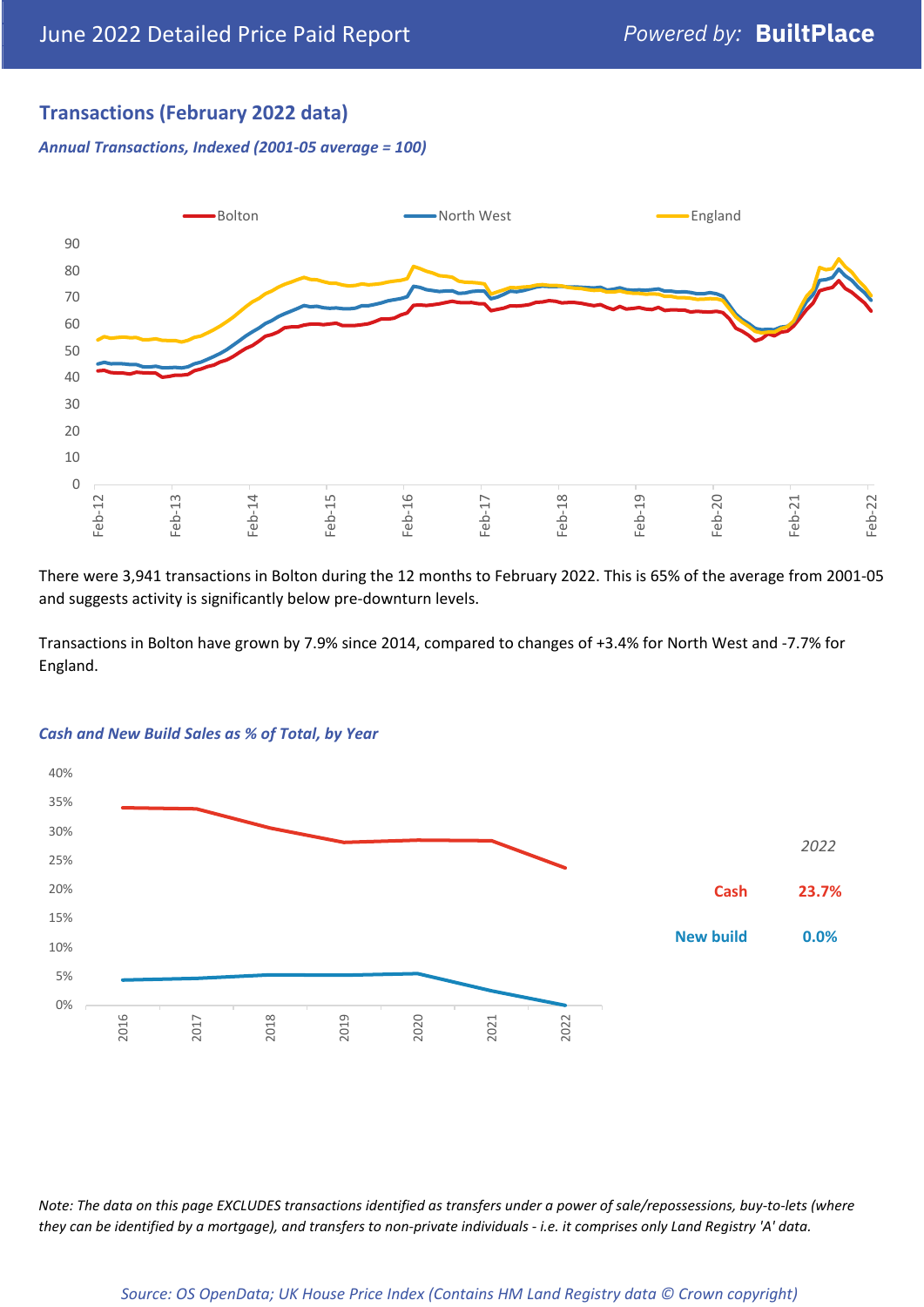## Transactions (February 2022 data)

*Annual Transactions, Indexed (2001-05 average = 100)*

There were 3,941 transactions in Bolton during the 12 months to February 2022. This is 65% of the average from 2001-05 and suggests activity is significantly below pre-downturn levels.

Transactions in Bolton have grown by 7.9% since 2014, compared to changes of +3.4% for North West and -7.7% for England.

*Cash and New Build Sales as % of Total, by Year*

| 2022 | |
|---|---|
| Cash | 23.7% |
| New build | 0.0% |

*Note: The data on this page EXCLUDES transactions identified as transfers under a power of sale/repossessions, buy-to-lets (where they can be identified by a mortgage), and transfers to non-private individuals - i.e. it comprises only Land Registry 'A' data.*

*Source: OS OpenData; UK House Price Index (Contains HM Land Registry data © Crown copyright)*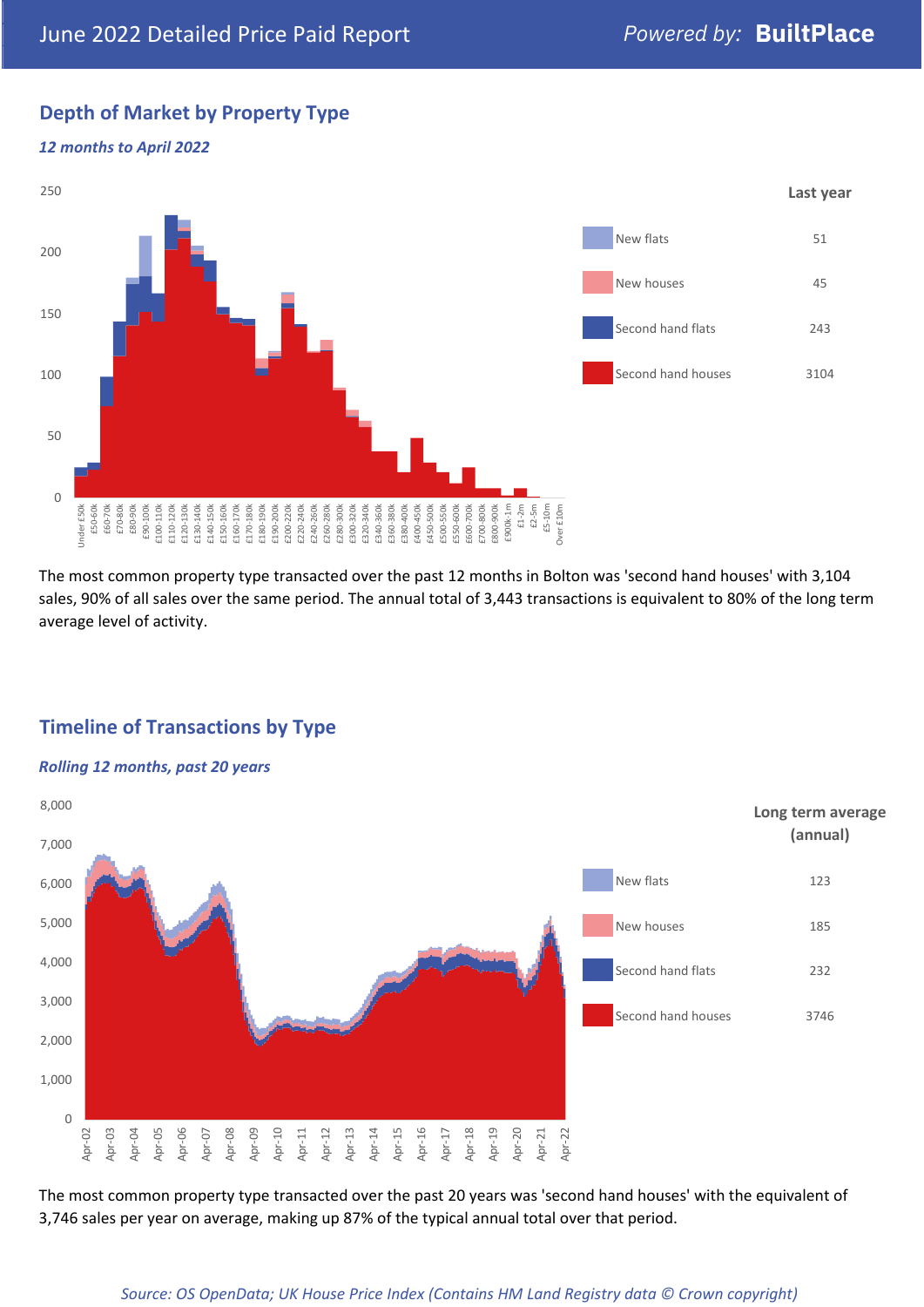June 2022 Detailed Price Paid Report

Powered by: **BuiltPlace**

## Depth of Market by Property Type

*12 months to April 2022*

250
200
150
100
50
0

Under £50k
£50-60k
£60-70k
£70-80k
£80-90k
£90-100k
£100-110k
£110-120k
£120-130k
£130-140k
£140-150k
£150-160k
£160-170k
£170-180k
£180-190k
£190-200k
£200-220k
£220-240k
£240-260k
£260-280k
£280-300k
£300-320k
£320-340k
£340-360k
£360-380k
£380-400k
£400-450k
£450-500k
£500-550k
£550-600k
£600-700k
£700-800k
£800-900k
£900k-1m
£1-2m
£2-5m
£5-10m
Over £10m

Last year

New flats 51

New houses 45

Second hand flats 243

Second hand houses 3104

The most common property type transacted over the past 12 months in Bolton was 'second hand houses' with 3,104 sales, 90% of all sales over the same period. The annual total of 3,443 transactions is equivalent to 80% of the long term average level of activity.

## Timeline of Transactions by Type

*Rolling 12 months, past 20 years*

8,000
7,000
6,000
5,000
4,000
3,000
2,000
1,000
0

Apr-02
Apr-03
Apr-04
Apr-05
Apr-06
Apr-07
Apr-08
Apr-09
Apr-10
Apr-11
Apr-12
Apr-13
Apr-14
Apr-15
Apr-16
Apr-17
Apr-18
Apr-19
Apr-20
Apr-21
Apr-22

Long term average (annual)

New flats 123

New houses 185

Second hand flats 232

Second hand houses 3746

The most common property type transacted over the past 20 years was 'second hand houses' with the equivalent of 3,746 sales per year on average, making up 87% of the typical annual total over that period.

*Source: OS OpenData; UK House Price Index (Contains HM Land Registry data © Crown copyright)*